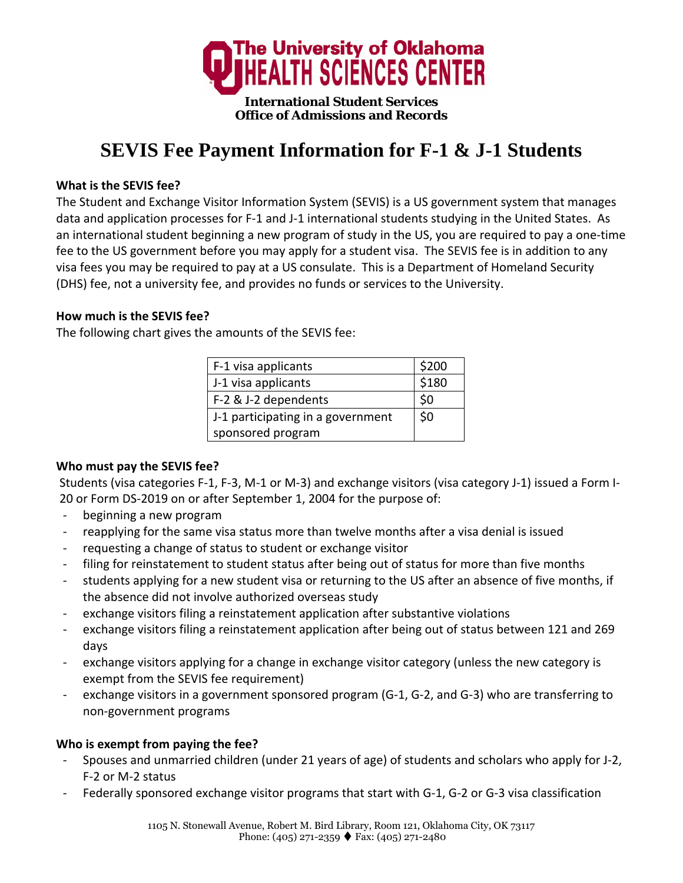**The University of Oklahoma HEALTH SCIENCES CENTER**

**International Student Services**
**Office of Admissions and Records**

# SEVIS Fee Payment Information for F-1 & J-1 Students

**What is the SEVIS fee?**

The Student and Exchange Visitor Information System (SEVIS) is a US government system that manages data and application processes for F-1 and J-1 international students studying in the United States. As an international student beginning a new program of study in the US, you are required to pay a one-time fee to the US government before you may apply for a student visa. The SEVIS fee is in addition to any visa fees you may be required to pay at a US consulate. This is a Department of Homeland Security (DHS) fee, not a university fee, and provides no funds or services to the University.

**How much is the SEVIS fee?**

The following chart gives the amounts of the SEVIS fee:

| | |
|---|---|
| F-1 visa applicants | $200 |
| J-1 visa applicants | $180 |
| F-2 & J-2 dependents | $0 |
| J-1 participating in a government sponsored program | $0 |

**Who must pay the SEVIS fee?**

Students (visa categories F-1, F-3, M-1 or M-3) and exchange visitors (visa category J-1) issued a Form I-20 or Form DS-2019 on or after September 1, 2004 for the purpose of:

- beginning a new program
- reapplying for the same visa status more than twelve months after a visa denial is issued
- requesting a change of status to student or exchange visitor
- filing for reinstatement to student status after being out of status for more than five months
- students applying for a new student visa or returning to the US after an absence of five months, if the absence did not involve authorized overseas study
- exchange visitors filing a reinstatement application after substantive violations
- exchange visitors filing a reinstatement application after being out of status between 121 and 269 days
- exchange visitors applying for a change in exchange visitor category (unless the new category is exempt from the SEVIS fee requirement)
- exchange visitors in a government sponsored program (G-1, G-2, and G-3) who are transferring to non-government programs

**Who is exempt from paying the fee?**

- Spouses and unmarried children (under 21 years of age) of students and scholars who apply for J-2, F-2 or M-2 status
- Federally sponsored exchange visitor programs that start with G-1, G-2 or G-3 visa classification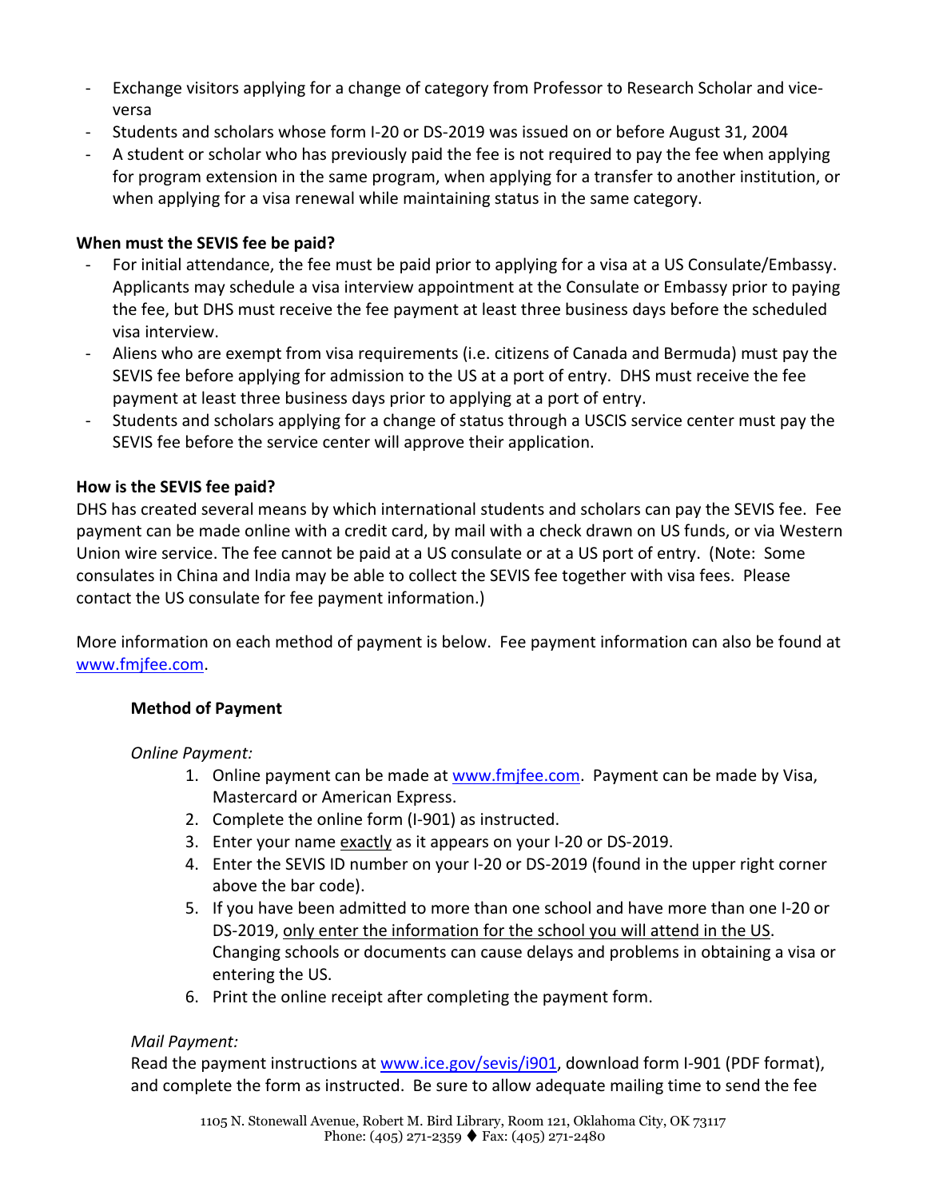- Exchange visitors applying for a change of category from Professor to Research Scholar and vice-versa
- Students and scholars whose form I-20 or DS-2019 was issued on or before August 31, 2004
- A student or scholar who has previously paid the fee is not required to pay the fee when applying for program extension in the same program, when applying for a transfer to another institution, or when applying for a visa renewal while maintaining status in the same category.

**When must the SEVIS fee be paid?**

- For initial attendance, the fee must be paid prior to applying for a visa at a US Consulate/Embassy. Applicants may schedule a visa interview appointment at the Consulate or Embassy prior to paying the fee, but DHS must receive the fee payment at least three business days before the scheduled visa interview.
- Aliens who are exempt from visa requirements (i.e. citizens of Canada and Bermuda) must pay the SEVIS fee before applying for admission to the US at a port of entry. DHS must receive the fee payment at least three business days prior to applying at a port of entry.
- Students and scholars applying for a change of status through a USCIS service center must pay the SEVIS fee before the service center will approve their application.

**How is the SEVIS fee paid?**

DHS has created several means by which international students and scholars can pay the SEVIS fee. Fee payment can be made online with a credit card, by mail with a check drawn on US funds, or via Western Union wire service. The fee cannot be paid at a US consulate or at a US port of entry. (Note: Some consulates in China and India may be able to collect the SEVIS fee together with visa fees. Please contact the US consulate for fee payment information.)

More information on each method of payment is below. Fee payment information can also be found at www.fmjfee.com.

**Method of Payment**

*Online Payment:*

1. Online payment can be made at www.fmjfee.com. Payment can be made by Visa, Mastercard or American Express.
2. Complete the online form (I-901) as instructed.
3. Enter your name exactly as it appears on your I-20 or DS-2019.
4. Enter the SEVIS ID number on your I-20 or DS-2019 (found in the upper right corner above the bar code).
5. If you have been admitted to more than one school and have more than one I-20 or DS-2019, only enter the information for the school you will attend in the US. Changing schools or documents can cause delays and problems in obtaining a visa or entering the US.
6. Print the online receipt after completing the payment form.

*Mail Payment:*

Read the payment instructions at www.ice.gov/sevis/i901, download form I-901 (PDF format), and complete the form as instructed. Be sure to allow adequate mailing time to send the fee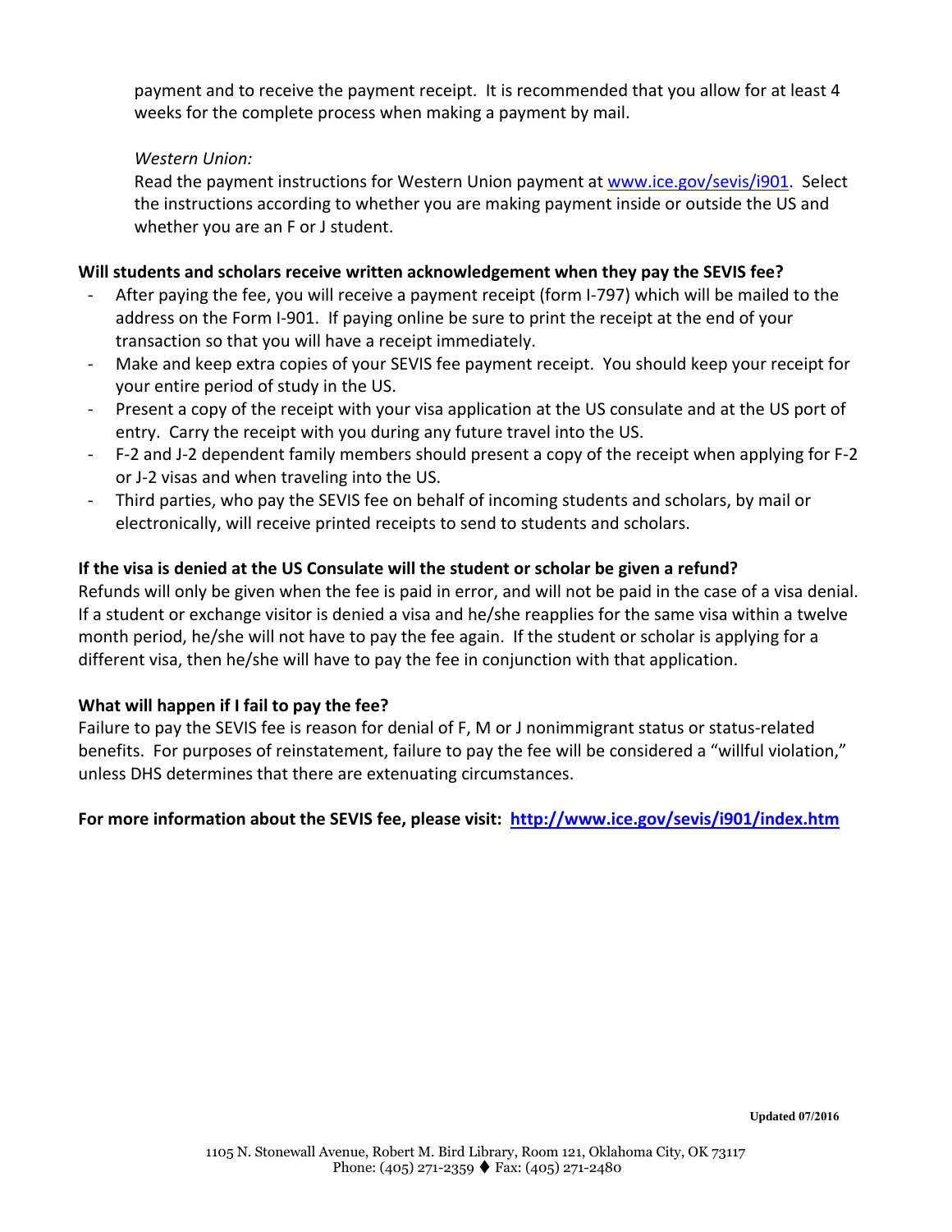payment and to receive the payment receipt. It is recommended that you allow for at least 4 weeks for the complete process when making a payment by mail.

*Western Union:*

Read the payment instructions for Western Union payment at [www.ice.gov/sevis/i901](http://www.ice.gov/sevis/i901). Select the instructions according to whether you are making payment inside or outside the US and whether you are an F or J student.

**Will students and scholars receive written acknowledgement when they pay the SEVIS fee?**

- After paying the fee, you will receive a payment receipt (form I-797) which will be mailed to the address on the Form I-901. If paying online be sure to print the receipt at the end of your transaction so that you will have a receipt immediately.
- Make and keep extra copies of your SEVIS fee payment receipt. You should keep your receipt for your entire period of study in the US.
- Present a copy of the receipt with your visa application at the US consulate and at the US port of entry. Carry the receipt with you during any future travel into the US.
- F-2 and J-2 dependent family members should present a copy of the receipt when applying for F-2 or J-2 visas and when traveling into the US.
- Third parties, who pay the SEVIS fee on behalf of incoming students and scholars, by mail or electronically, will receive printed receipts to send to students and scholars.

**If the visa is denied at the US Consulate will the student or scholar be given a refund?**

Refunds will only be given when the fee is paid in error, and will not be paid in the case of a visa denial. If a student or exchange visitor is denied a visa and he/she reapplies for the same visa within a twelve month period, he/she will not have to pay the fee again. If the student or scholar is applying for a different visa, then he/she will have to pay the fee in conjunction with that application.

**What will happen if I fail to pay the fee?**

Failure to pay the SEVIS fee is reason for denial of F, M or J nonimmigrant status or status-related benefits. For purposes of reinstatement, failure to pay the fee will be considered a "willful violation," unless DHS determines that there are extenuating circumstances.

**For more information about the SEVIS fee, please visit: [http://www.ice.gov/sevis/i901/index.htm](http://www.ice.gov/sevis/i901/index.htm)**

**Updated 07/2016**

1105 N. Stonewall Avenue, Robert M. Bird Library, Room 121, Oklahoma City, OK 73117
Phone: (405) 271-2359 ♦ Fax: (405) 271-2480